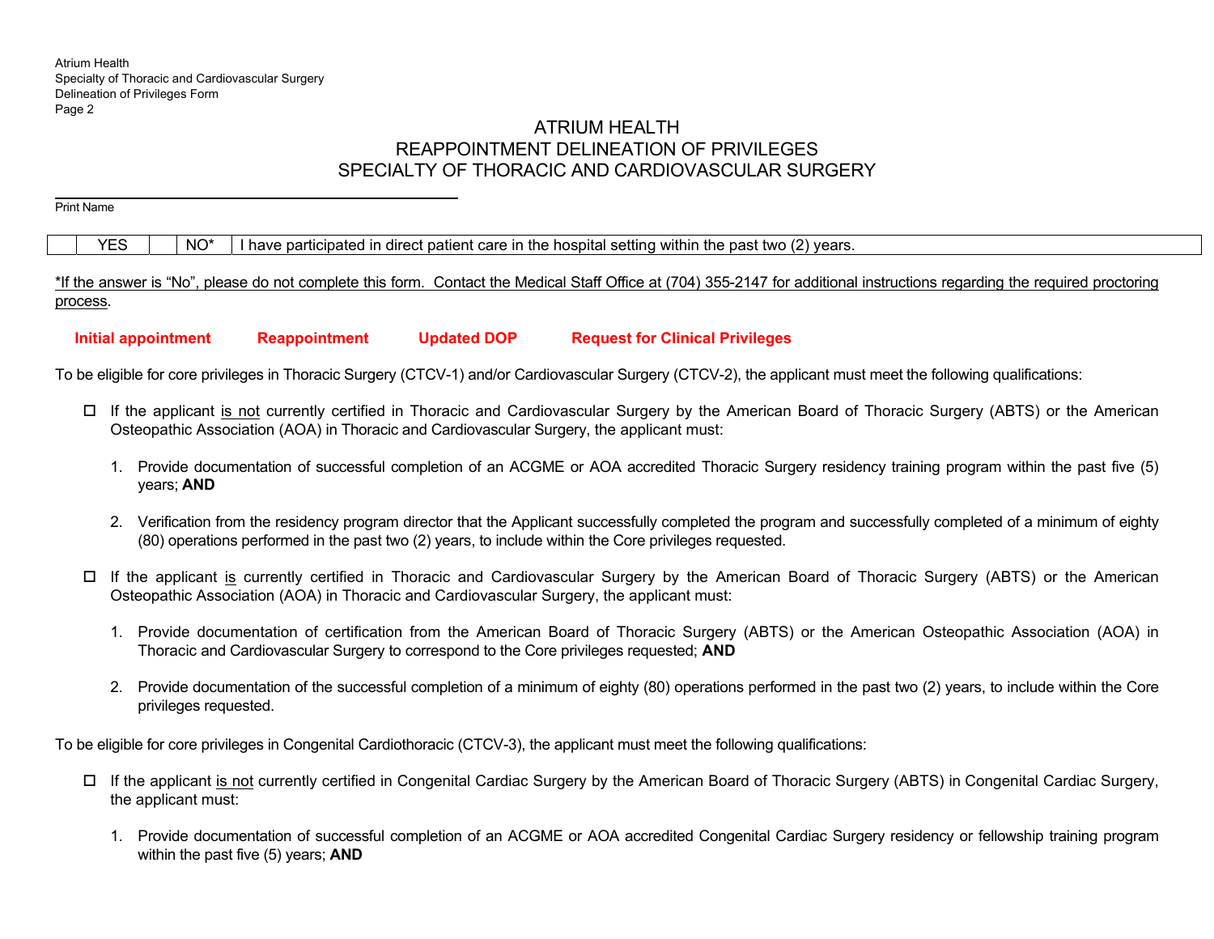# ATRIUM HEALTH
# REAPPOINTMENT DELINEATION OF PRIVILEGES
# SPECIALTY OF THORACIC AND CARDIOVASCULAR SURGERY

\_\_\_\_\_\_\_\_\_\_\_\_\_\_\_\_\_\_\_\_\_\_\_\_\_\_\_\_\_\_\_\_\_\_\_\_\_\_\_\_
Print Name

| | YES | | NO* | I have participated in direct patient care in the hospital setting within the past two (2) years. |
|---|---|---|---|---|

*If the answer is "No", please do not complete this form. Contact the Medical Staff Office at (704) 355-2147 for additional instructions regarding the required proctoring process.

**Initial appointment** **Reappointment** **Updated DOP** **Request for Clinical Privileges**

To be eligible for core privileges in Thoracic Surgery (CTCV-1) and/or Cardiovascular Surgery (CTCV-2), the applicant must meet the following qualifications:

- ☐ If the applicant is not currently certified in Thoracic and Cardiovascular Surgery by the American Board of Thoracic Surgery (ABTS) or the American Osteopathic Association (AOA) in Thoracic and Cardiovascular Surgery, the applicant must:

  1. Provide documentation of successful completion of an ACGME or AOA accredited Thoracic Surgery residency training program within the past five (5) years; **AND**

  2. Verification from the residency program director that the Applicant successfully completed the program and successfully completed of a minimum of eighty (80) operations performed in the past two (2) years, to include within the Core privileges requested.

- ☐ If the applicant is currently certified in Thoracic and Cardiovascular Surgery by the American Board of Thoracic Surgery (ABTS) or the American Osteopathic Association (AOA) in Thoracic and Cardiovascular Surgery, the applicant must:

  1. Provide documentation of certification from the American Board of Thoracic Surgery (ABTS) or the American Osteopathic Association (AOA) in Thoracic and Cardiovascular Surgery to correspond to the Core privileges requested; **AND**

  2. Provide documentation of the successful completion of a minimum of eighty (80) operations performed in the past two (2) years, to include within the Core privileges requested.

To be eligible for core privileges in Congenital Cardiothoracic (CTCV-3), the applicant must meet the following qualifications:

- ☐ If the applicant is not currently certified in Congenital Cardiac Surgery by the American Board of Thoracic Surgery (ABTS) in Congenital Cardiac Surgery, the applicant must:

  1. Provide documentation of successful completion of an ACGME or AOA accredited Congenital Cardiac Surgery residency or fellowship training program within the past five (5) years; **AND**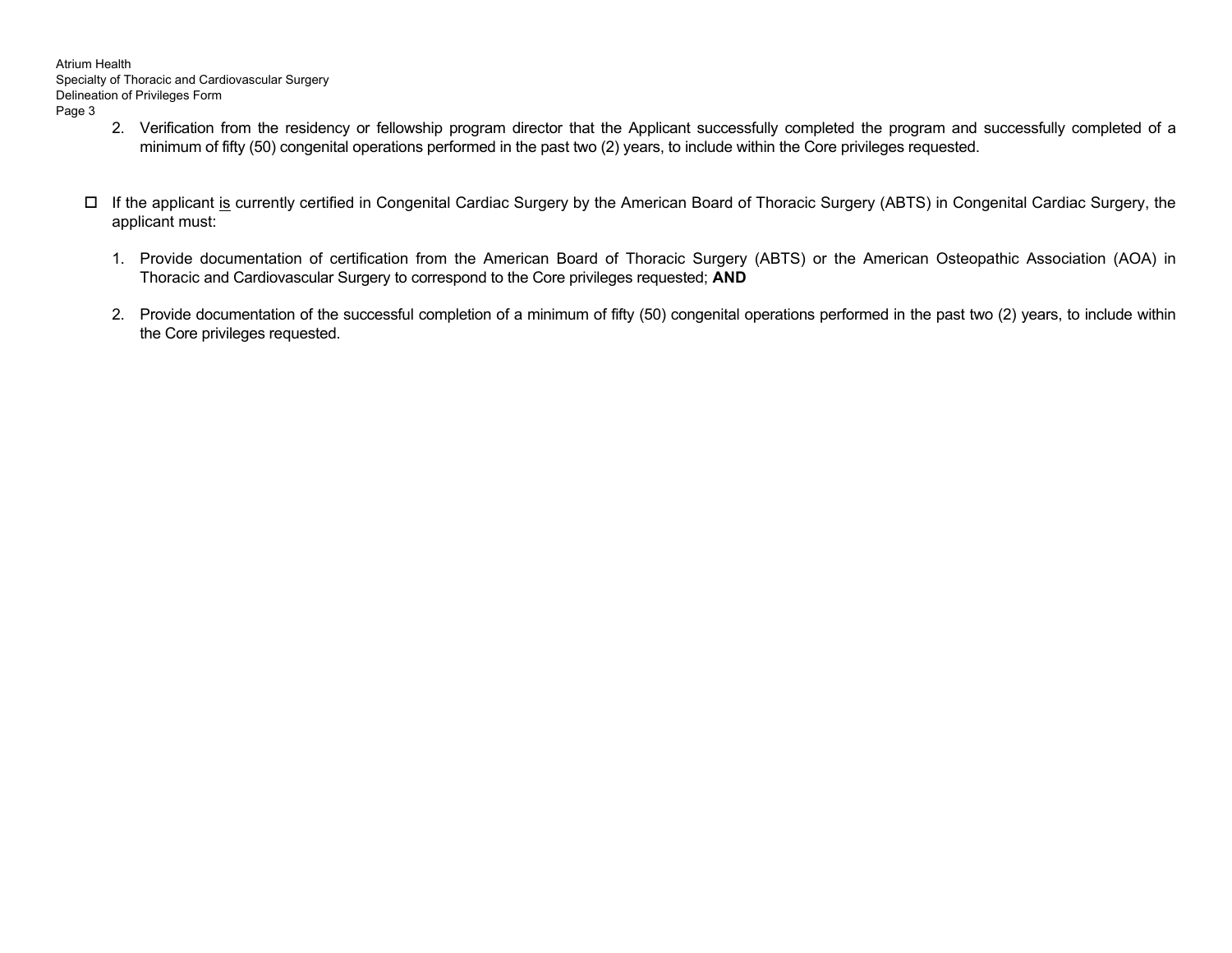2. Verification from the residency or fellowship program director that the Applicant successfully completed the program and successfully completed of a minimum of fifty (50) congenital operations performed in the past two (2) years, to include within the Core privileges requested.

- ☐ If the applicant is currently certified in Congenital Cardiac Surgery by the American Board of Thoracic Surgery (ABTS) in Congenital Cardiac Surgery, the applicant must:

  1. Provide documentation of certification from the American Board of Thoracic Surgery (ABTS) or the American Osteopathic Association (AOA) in Thoracic and Cardiovascular Surgery to correspond to the Core privileges requested; **AND**

  2. Provide documentation of the successful completion of a minimum of fifty (50) congenital operations performed in the past two (2) years, to include within the Core privileges requested.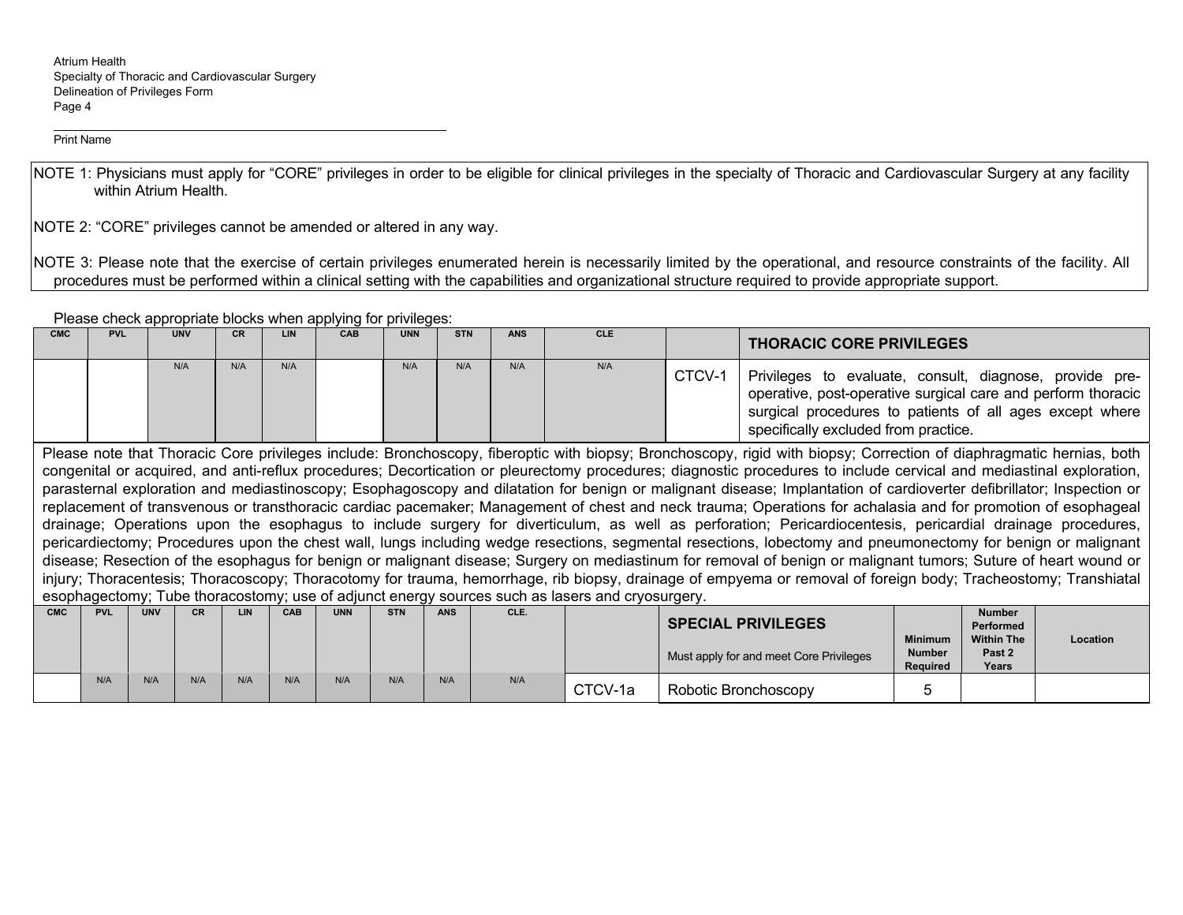Atrium Health
Specialty of Thoracic and Cardiovascular Surgery
Delineation of Privileges Form

\_\_\_\_\_\_\_\_\_\_\_\_\_\_\_\_\_\_\_\_\_\_\_\_\_\_\_\_\_\_\_\_\_\_\_\_\_\_\_\_\_\_\_\_\_\_\_\_\_\_

Print Name

NOTE 1: Physicians must apply for "CORE" privileges in order to be eligible for clinical privileges in the specialty of Thoracic and Cardiovascular Surgery at any facility within Atrium Health.

NOTE 2: "CORE" privileges cannot be amended or altered in any way.

NOTE 3: Please note that the exercise of certain privileges enumerated herein is necessarily limited by the operational, and resource constraints of the facility. All procedures must be performed within a clinical setting with the capabilities and organizational structure required to provide appropriate support.

Please check appropriate blocks when applying for privileges:

| CMC | PVL | UNV | CR | LIN | CAB | UNN | STN | ANS | CLE | | THORACIC CORE PRIVILEGES |
|---|---|---|---|---|---|---|---|---|---|---|---|
| | | N/A | N/A | N/A | | N/A | N/A | N/A | N/A | CTCV-1 | Privileges to evaluate, consult, diagnose, provide pre-operative, post-operative surgical care and perform thoracic surgical procedures to patients of all ages except where specifically excluded from practice. |

Please note that Thoracic Core privileges include: Bronchoscopy, fiberoptic with biopsy; Bronchoscopy, rigid with biopsy; Correction of diaphragmatic hernias, both congenital or acquired, and anti-reflux procedures; Decortication or pleurectomy procedures; diagnostic procedures to include cervical and mediastinal exploration, parasternal exploration and mediastinoscopy; Esophagoscopy and dilatation for benign or malignant disease; Implantation of cardioverter defibrillator; Inspection or replacement of transvenous or transthoracic cardiac pacemaker; Management of chest and neck trauma; Operations for achalasia and for promotion of esophageal drainage; Operations upon the esophagus to include surgery for diverticulum, as well as perforation; Pericardiocentesis, pericardial drainage procedures, pericardiectomy; Procedures upon the chest wall, lungs including wedge resections, segmental resections, lobectomy and pneumonectomy for benign or malignant disease; Resection of the esophagus for benign or malignant disease; Surgery on mediastinum for removal of benign or malignant tumors; Suture of heart wound or injury; Thoracentesis; Thoracoscopy; Thoracotomy for trauma, hemorrhage, rib biopsy, drainage of empyema or removal of foreign body; Tracheostomy; Transhiatal esophagectomy; Tube thoracostomy; use of adjunct energy sources such as lasers and cryosurgery.

| CMC | PVL | UNV | CR | LIN | CAB | UNN | STN | ANS | CLE. | | SPECIAL PRIVILEGES<br>Must apply for and meet Core Privileges | Minimum Number Required | Number Performed Within The Past 2 Years | Location |
|---|---|---|---|---|---|---|---|---|---|---|---|---|---|---|
| | N/A | N/A | N/A | N/A | N/A | N/A | N/A | N/A | N/A | CTCV-1a | Robotic Bronchoscopy | 5 | | |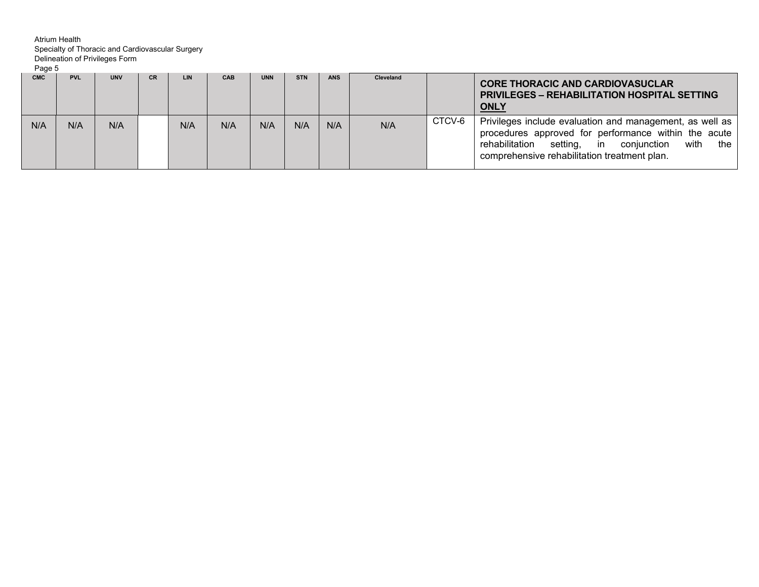| CMC | PVL | UNV | CR | LIN | CAB | UNN | STN | ANS | Cleveland | | **CORE THORACIC AND CARDIOVASUCLAR PRIVILEGES – REHABILITATION HOSPITAL SETTING <u>ONLY</u>** |
|---|---|---|---|---|---|---|---|---|---|---|---|
| N/A | N/A | N/A | | N/A | N/A | N/A | N/A | N/A | N/A | CTCV-6 | Privileges include evaluation and management, as well as procedures approved for performance within the acute rehabilitation setting, in conjunction with the comprehensive rehabilitation treatment plan. |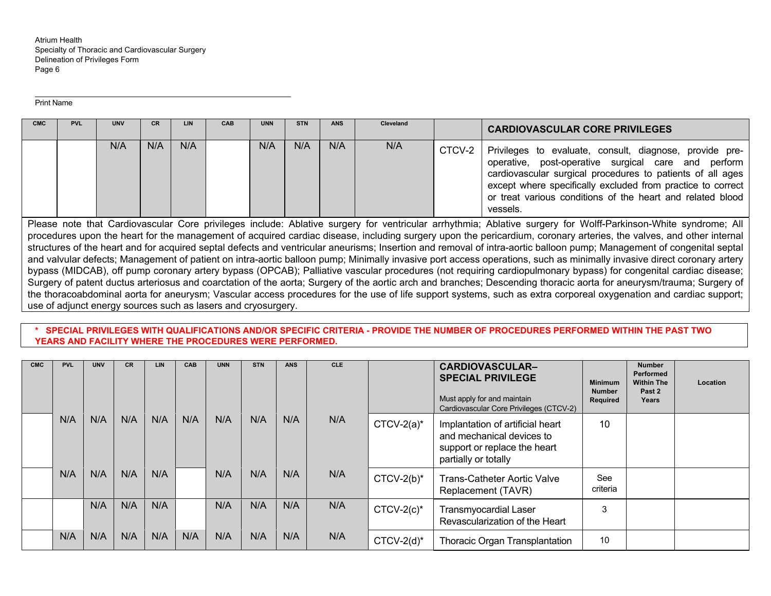Atrium Health
Specialty of Thoracic and Cardiovascular Surgery
Delineation of Privileges Form

Print Name

| CMC | PVL | UNV | CR | LIN | CAB | UNN | STN | ANS | Cleveland | | CARDIOVASCULAR CORE PRIVILEGES |
|---|---|---|---|---|---|---|---|---|---|---|---|
| | | N/A | N/A | N/A | | N/A | N/A | N/A | N/A | CTCV-2 | Privileges to evaluate, consult, diagnose, provide pre-operative, post-operative surgical care and perform cardiovascular surgical procedures to patients of all ages except where specifically excluded from practice to correct or treat various conditions of the heart and related blood vessels. |

Please note that Cardiovascular Core privileges include: Ablative surgery for ventricular arrhythmia; Ablative surgery for Wolff-Parkinson-White syndrome; All procedures upon the heart for the management of acquired cardiac disease, including surgery upon the pericardium, coronary arteries, the valves, and other internal structures of the heart and for acquired septal defects and ventricular aneurisms; Insertion and removal of intra-aortic balloon pump; Management of congenital septal and valvular defects; Management of patient on intra-aortic balloon pump; Minimally invasive port access operations, such as minimally invasive direct coronary artery bypass (MIDCAB), off pump coronary artery bypass (OPCAB); Palliative vascular procedures (not requiring cardiopulmonary bypass) for congenital cardiac disease; Surgery of patent ductus arteriosus and coarctation of the aorta; Surgery of the aortic arch and branches; Descending thoracic aorta for aneurysm/trauma; Surgery of the thoracoabdominal aorta for aneurysm; Vascular access procedures for the use of life support systems, such as extra corporeal oxygenation and cardiac support; use of adjunct energy sources such as lasers and cryosurgery.

**\* SPECIAL PRIVILEGES WITH QUALIFICATIONS AND/OR SPECIFIC CRITERIA - PROVIDE THE NUMBER OF PROCEDURES PERFORMED WITHIN THE PAST TWO YEARS AND FACILITY WHERE THE PROCEDURES WERE PERFORMED.**

| CMC | PVL | UNV | CR | LIN | CAB | UNN | STN | ANS | CLE | | CARDIOVASCULAR– SPECIAL PRIVILEGE<br>Must apply for and maintain Cardiovascular Core Privileges (CTCV-2) | Minimum Number Required | Number Performed Within The Past 2 Years | Location |
|---|---|---|---|---|---|---|---|---|---|---|---|---|---|---|
| | N/A | N/A | N/A | N/A | N/A | N/A | N/A | N/A | N/A | CTCV-2(a)* | Implantation of artificial heart and mechanical devices to support or replace the heart partially or totally | 10 | | |
| | N/A | N/A | N/A | N/A | | N/A | N/A | N/A | N/A | CTCV-2(b)* | Trans-Catheter Aortic Valve Replacement (TAVR) | See criteria | | |
| | | N/A | N/A | N/A | | N/A | N/A | N/A | N/A | CTCV-2(c)* | Transmyocardial Laser Revascularization of the Heart | 3 | | |
| | N/A | N/A | N/A | N/A | N/A | N/A | N/A | N/A | N/A | CTCV-2(d)* | Thoracic Organ Transplantation | 10 | | |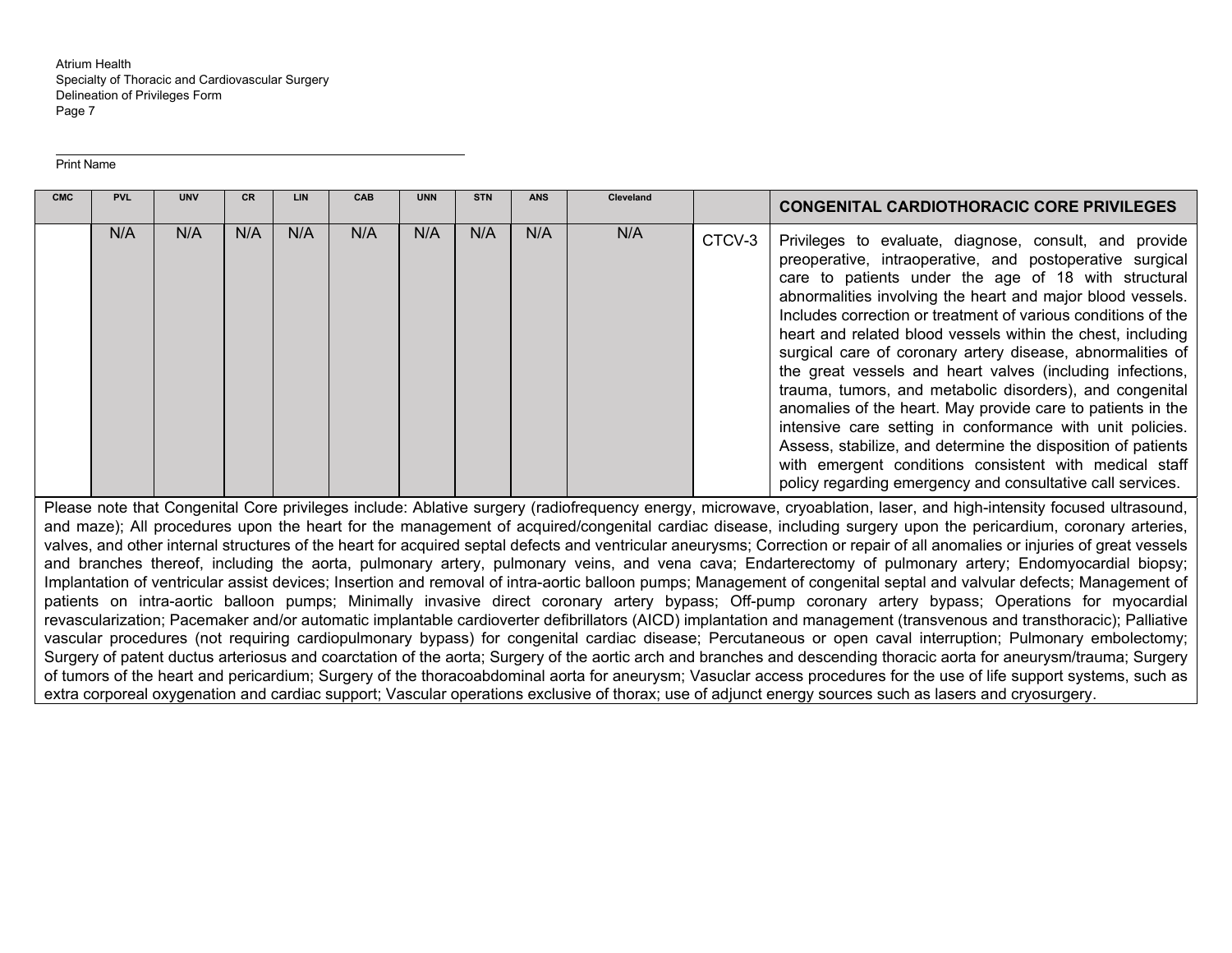Print Name

| CMC | PVL | UNV | CR | LIN | CAB | UNN | STN | ANS | Cleveland | | CONGENITAL CARDIOTHORACIC CORE PRIVILEGES |
|---|---|---|---|---|---|---|---|---|---|---|---|
| | N/A | N/A | N/A | N/A | N/A | N/A | N/A | N/A | N/A | CTCV-3 | Privileges to evaluate, diagnose, consult, and provide preoperative, intraoperative, and postoperative surgical care to patients under the age of 18 with structural abnormalities involving the heart and major blood vessels. Includes correction or treatment of various conditions of the heart and related blood vessels within the chest, including surgical care of coronary artery disease, abnormalities of the great vessels and heart valves (including infections, trauma, tumors, and metabolic disorders), and congenital anomalies of the heart. May provide care to patients in the intensive care setting in conformance with unit policies. Assess, stabilize, and determine the disposition of patients with emergent conditions consistent with medical staff policy regarding emergency and consultative call services. |

Please note that Congenital Core privileges include: Ablative surgery (radiofrequency energy, microwave, cryoablation, laser, and high-intensity focused ultrasound, and maze); All procedures upon the heart for the management of acquired/congenital cardiac disease, including surgery upon the pericardium, coronary arteries, valves, and other internal structures of the heart for acquired septal defects and ventricular aneurysms; Correction or repair of all anomalies or injuries of great vessels and branches thereof, including the aorta, pulmonary artery, pulmonary veins, and vena cava; Endarterectomy of pulmonary artery; Endomyocardial biopsy; Implantation of ventricular assist devices; Insertion and removal of intra-aortic balloon pumps; Management of congenital septal and valvular defects; Management of patients on intra-aortic balloon pumps; Minimally invasive direct coronary artery bypass; Off-pump coronary artery bypass; Operations for myocardial revascularization; Pacemaker and/or automatic implantable cardioverter defibrillators (AICD) implantation and management (transvenous and transthoracic); Palliative vascular procedures (not requiring cardiopulmonary bypass) for congenital cardiac disease; Percutaneous or open caval interruption; Pulmonary embolectomy; Surgery of patent ductus arteriosus and coarctation of the aorta; Surgery of the aortic arch and branches and descending thoracic aorta for aneurysm/trauma; Surgery of tumors of the heart and pericardium; Surgery of the thoracoabdominal aorta for aneurysm; Vasuclar access procedures for the use of life support systems, such as extra corporeal oxygenation and cardiac support; Vascular operations exclusive of thorax; use of adjunct energy sources such as lasers and cryosurgery.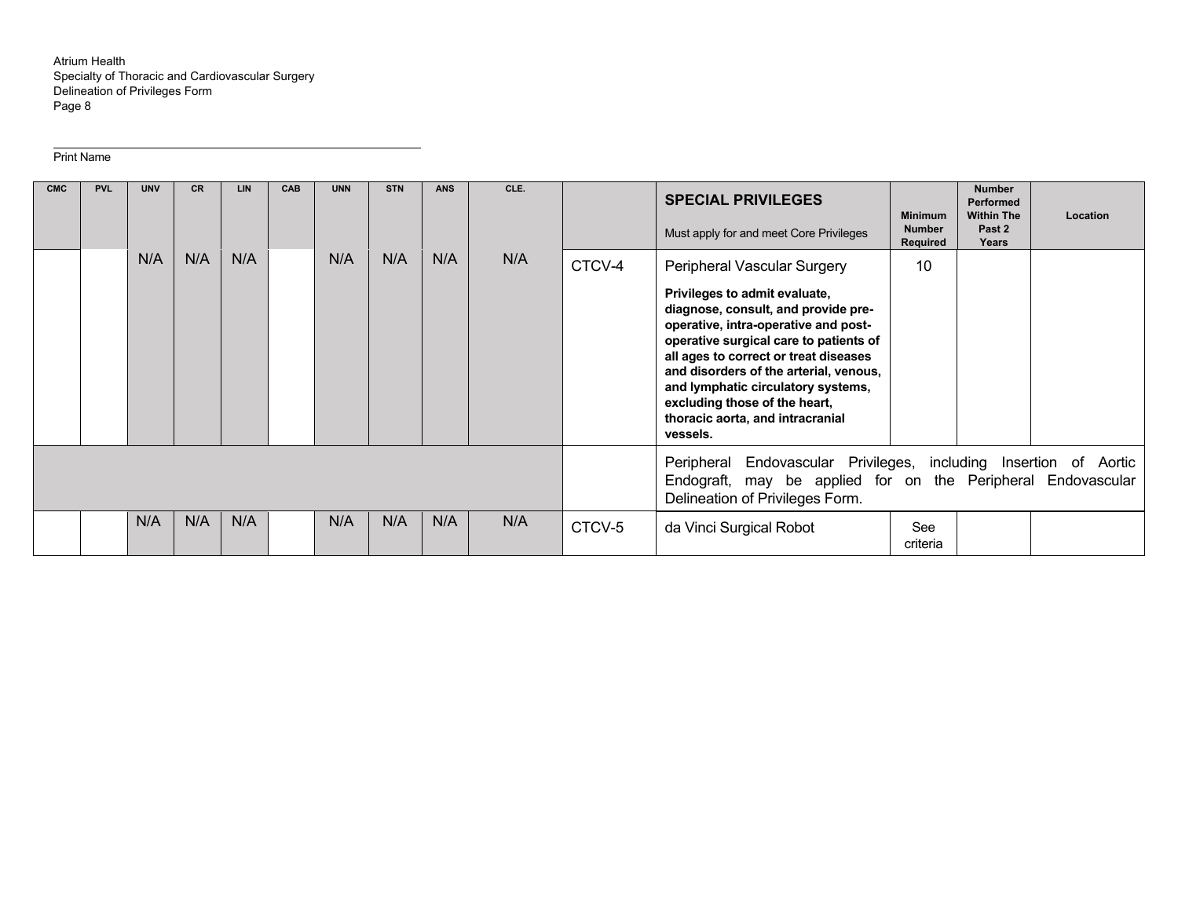Atrium Health
Specialty of Thoracic and Cardiovascular Surgery
Delineation of Privileges Form

Print Name

| CMC | PVL | UNV | CR | LIN | CAB | UNN | STN | ANS | CLE. | | SPECIAL PRIVILEGES<br>Must apply for and meet Core Privileges | Minimum Number Required | Number Performed Within The Past 2 Years | Location |
|---|---|---|---|---|---|---|---|---|---|---|---|---|---|---|
| | | N/A | N/A | N/A | | N/A | N/A | N/A | N/A | CTCV-4 | Peripheral Vascular Surgery<br>**Privileges to admit evaluate, diagnose, consult, and provide pre-operative, intra-operative and post-operative surgical care to patients of all ages to correct or treat diseases and disorders of the arterial, venous, and lymphatic circulatory systems, excluding those of the heart, thoracic aorta, and intracranial vessels.** | 10 | | |
| | | | | | | | | | | | Peripheral Endovascular Privileges, including Insertion of Aortic Endograft, may be applied for on the Peripheral Endovascular Delineation of Privileges Form. | | | |
| | | N/A | N/A | N/A | | N/A | N/A | N/A | N/A | CTCV-5 | da Vinci Surgical Robot | See criteria | | |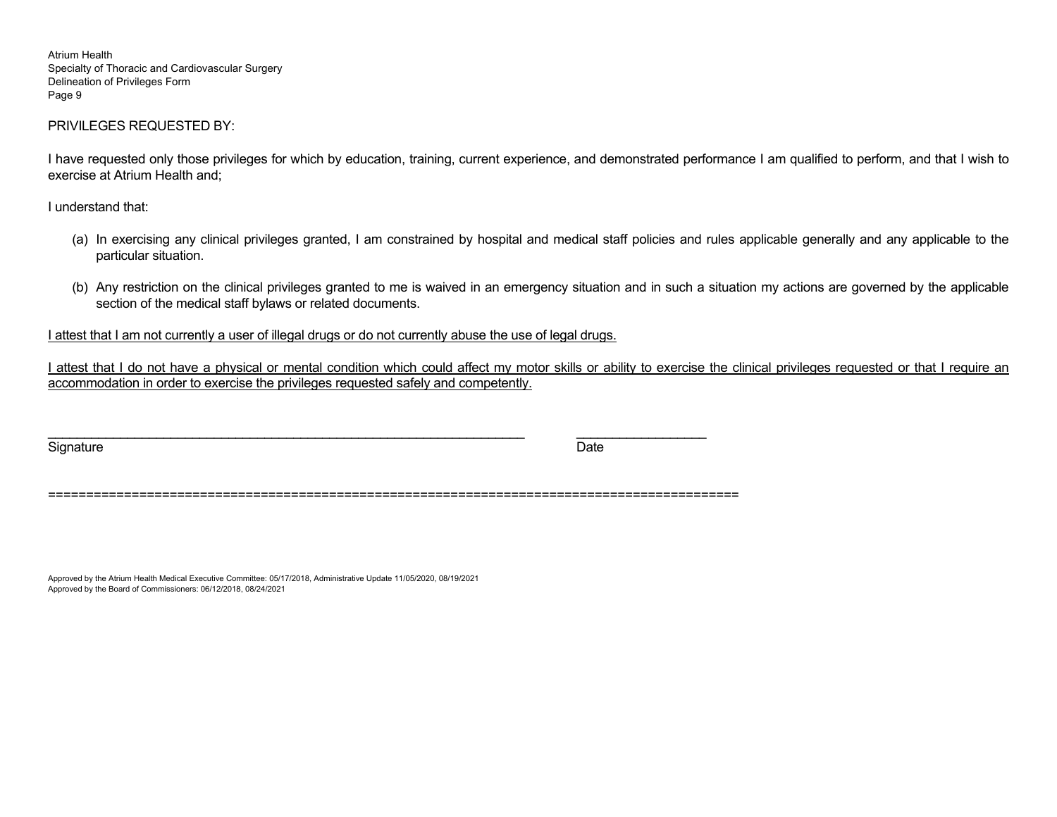PRIVILEGES REQUESTED BY:

I have requested only those privileges for which by education, training, current experience, and demonstrated performance I am qualified to perform, and that I wish to exercise at Atrium Health and;

I understand that:

(a) In exercising any clinical privileges granted, I am constrained by hospital and medical staff policies and rules applicable generally and any applicable to the particular situation.

(b) Any restriction on the clinical privileges granted to me is waived in an emergency situation and in such a situation my actions are governed by the applicable section of the medical staff bylaws or related documents.

<u>I attest that I am not currently a user of illegal drugs or do not currently abuse the use of legal drugs.</u>

<u>I attest that I do not have a physical or mental condition which could affect my motor skills or ability to exercise the clinical privileges requested or that I require an accommodation in order to exercise the privileges requested safely and competently.</u>

\_\_\_\_\_\_\_\_\_\_\_\_\_\_\_\_\_\_\_\_\_\_\_\_\_\_\_\_\_\_\_\_\_\_\_\_\_\_\_\_\_\_\_\_\_\_\_\_\_\_\_\_\_\_\_\_\_\_\_\_\_\_\_\_\_ \_\_\_\_\_\_\_\_\_\_\_\_\_\_\_\_\_\_

Signature Date

==========================================================================================

Approved by the Atrium Health Medical Executive Committee: 05/17/2018, Administrative Update 11/05/2020, 08/19/2021
Approved by the Board of Commissioners: 06/12/2018, 08/24/2021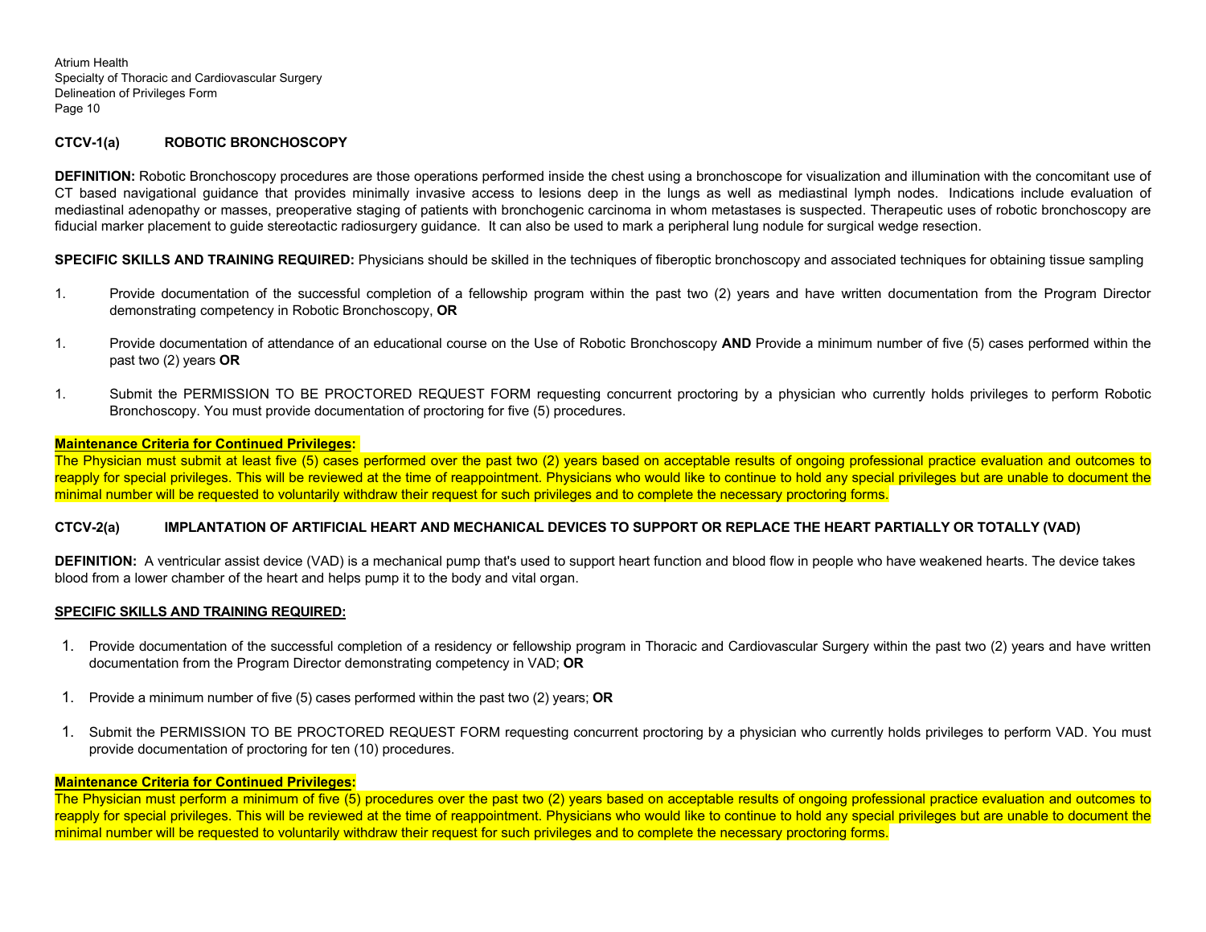**CTCV-1(a) ROBOTIC BRONCHOSCOPY**

**DEFINITION:** Robotic Bronchoscopy procedures are those operations performed inside the chest using a bronchoscope for visualization and illumination with the concomitant use of CT based navigational guidance that provides minimally invasive access to lesions deep in the lungs as well as mediastinal lymph nodes. Indications include evaluation of mediastinal adenopathy or masses, preoperative staging of patients with bronchogenic carcinoma in whom metastases is suspected. Therapeutic uses of robotic bronchoscopy are fiducial marker placement to guide stereotactic radiosurgery guidance. It can also be used to mark a peripheral lung nodule for surgical wedge resection.

**SPECIFIC SKILLS AND TRAINING REQUIRED:** Physicians should be skilled in the techniques of fiberoptic bronchoscopy and associated techniques for obtaining tissue sampling

1. Provide documentation of the successful completion of a fellowship program within the past two (2) years and have written documentation from the Program Director demonstrating competency in Robotic Bronchoscopy, **OR**

1. Provide documentation of attendance of an educational course on the Use of Robotic Bronchoscopy **AND** Provide a minimum number of five (5) cases performed within the past two (2) years **OR**

1. Submit the PERMISSION TO BE PROCTORED REQUEST FORM requesting concurrent proctoring by a physician who currently holds privileges to perform Robotic Bronchoscopy. You must provide documentation of proctoring for five (5) procedures.

**Maintenance Criteria for Continued Privileges:**
The Physician must submit at least five (5) cases performed over the past two (2) years based on acceptable results of ongoing professional practice evaluation and outcomes to reapply for special privileges. This will be reviewed at the time of reappointment. Physicians who would like to continue to hold any special privileges but are unable to document the minimal number will be requested to voluntarily withdraw their request for such privileges and to complete the necessary proctoring forms.

**CTCV-2(a) IMPLANTATION OF ARTIFICIAL HEART AND MECHANICAL DEVICES TO SUPPORT OR REPLACE THE HEART PARTIALLY OR TOTALLY (VAD)**

**DEFINITION:** A ventricular assist device (VAD) is a mechanical pump that's used to support heart function and blood flow in people who have weakened hearts. The device takes blood from a lower chamber of the heart and helps pump it to the body and vital organ.

**SPECIFIC SKILLS AND TRAINING REQUIRED:**

1. Provide documentation of the successful completion of a residency or fellowship program in Thoracic and Cardiovascular Surgery within the past two (2) years and have written documentation from the Program Director demonstrating competency in VAD; **OR**

1. Provide a minimum number of five (5) cases performed within the past two (2) years; **OR**

1. Submit the PERMISSION TO BE PROCTORED REQUEST FORM requesting concurrent proctoring by a physician who currently holds privileges to perform VAD. You must provide documentation of proctoring for ten (10) procedures.

**Maintenance Criteria for Continued Privileges:**
The Physician must perform a minimum of five (5) procedures over the past two (2) years based on acceptable results of ongoing professional practice evaluation and outcomes to reapply for special privileges. This will be reviewed at the time of reappointment. Physicians who would like to continue to hold any special privileges but are unable to document the minimal number will be requested to voluntarily withdraw their request for such privileges and to complete the necessary proctoring forms.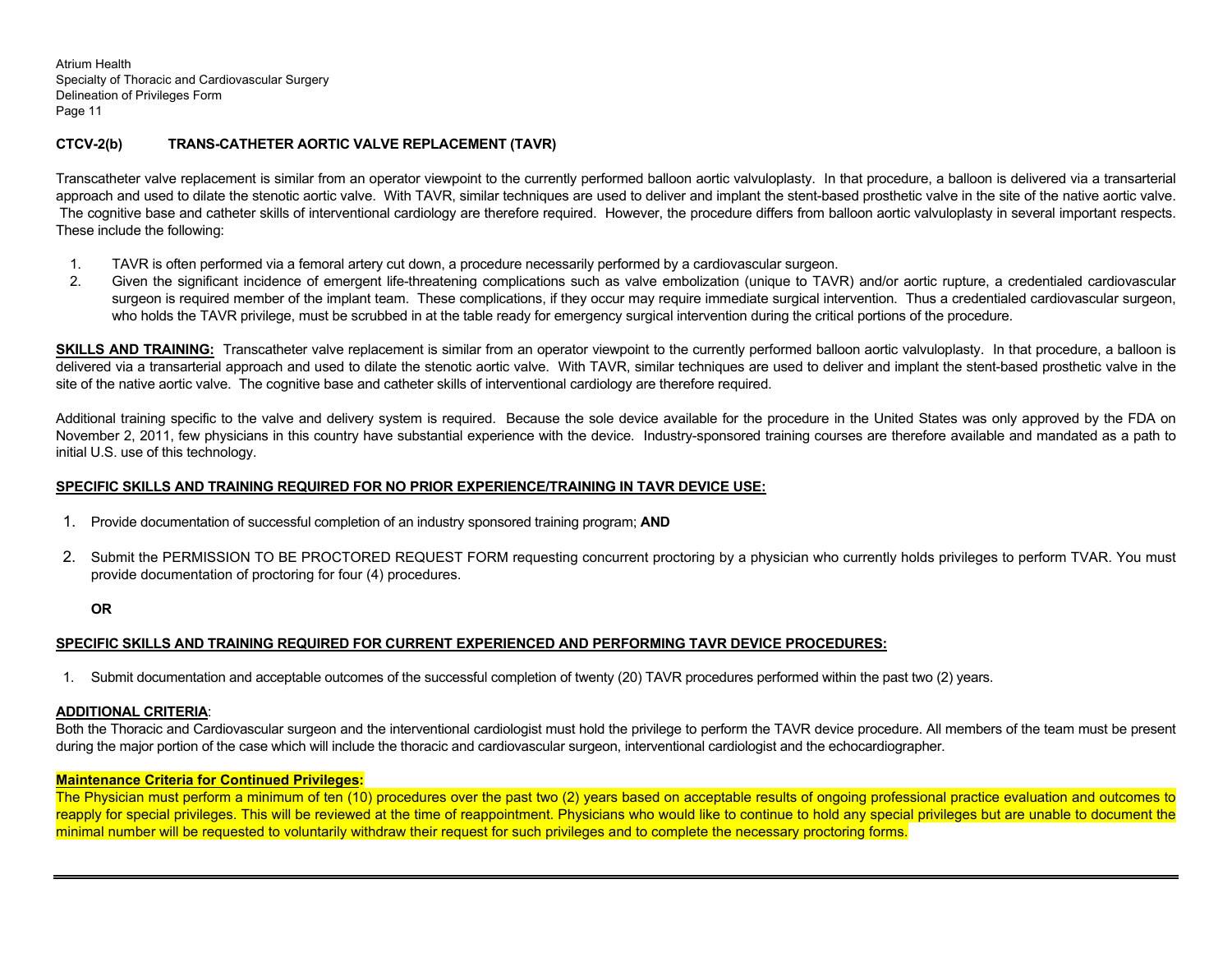## CTCV-2(b) TRANS-CATHETER AORTIC VALVE REPLACEMENT (TAVR)

Transcatheter valve replacement is similar from an operator viewpoint to the currently performed balloon aortic valvuloplasty. In that procedure, a balloon is delivered via a transarterial approach and used to dilate the stenotic aortic valve. With TAVR, similar techniques are used to deliver and implant the stent-based prosthetic valve in the site of the native aortic valve. The cognitive base and catheter skills of interventional cardiology are therefore required. However, the procedure differs from balloon aortic valvuloplasty in several important respects. These include the following:

1. TAVR is often performed via a femoral artery cut down, a procedure necessarily performed by a cardiovascular surgeon.
2. Given the significant incidence of emergent life-threatening complications such as valve embolization (unique to TAVR) and/or aortic rupture, a credentialed cardiovascular surgeon is required member of the implant team. These complications, if they occur may require immediate surgical intervention. Thus a credentialed cardiovascular surgeon, who holds the TAVR privilege, must be scrubbed in at the table ready for emergency surgical intervention during the critical portions of the procedure.

**SKILLS AND TRAINING:** Transcatheter valve replacement is similar from an operator viewpoint to the currently performed balloon aortic valvuloplasty. In that procedure, a balloon is delivered via a transarterial approach and used to dilate the stenotic aortic valve. With TAVR, similar techniques are used to deliver and implant the stent-based prosthetic valve in the site of the native aortic valve. The cognitive base and catheter skills of interventional cardiology are therefore required.

Additional training specific to the valve and delivery system is required. Because the sole device available for the procedure in the United States was only approved by the FDA on November 2, 2011, few physicians in this country have substantial experience with the device. Industry-sponsored training courses are therefore available and mandated as a path to initial U.S. use of this technology.

**SPECIFIC SKILLS AND TRAINING REQUIRED FOR NO PRIOR EXPERIENCE/TRAINING IN TAVR DEVICE USE:**

1. Provide documentation of successful completion of an industry sponsored training program; **AND**
2. Submit the PERMISSION TO BE PROCTORED REQUEST FORM requesting concurrent proctoring by a physician who currently holds privileges to perform TVAR. You must provide documentation of proctoring for four (4) procedures.

**OR**

**SPECIFIC SKILLS AND TRAINING REQUIRED FOR CURRENT EXPERIENCED AND PERFORMING TAVR DEVICE PROCEDURES:**

1. Submit documentation and acceptable outcomes of the successful completion of twenty (20) TAVR procedures performed within the past two (2) years.

**ADDITIONAL CRITERIA**:
Both the Thoracic and Cardiovascular surgeon and the interventional cardiologist must hold the privilege to perform the TAVR device procedure. All members of the team must be present during the major portion of the case which will include the thoracic and cardiovascular surgeon, interventional cardiologist and the echocardiographer.

**Maintenance Criteria for Continued Privileges:**
The Physician must perform a minimum of ten (10) procedures over the past two (2) years based on acceptable results of ongoing professional practice evaluation and outcomes to reapply for special privileges. This will be reviewed at the time of reappointment. Physicians who would like to continue to hold any special privileges but are unable to document the minimal number will be requested to voluntarily withdraw their request for such privileges and to complete the necessary proctoring forms.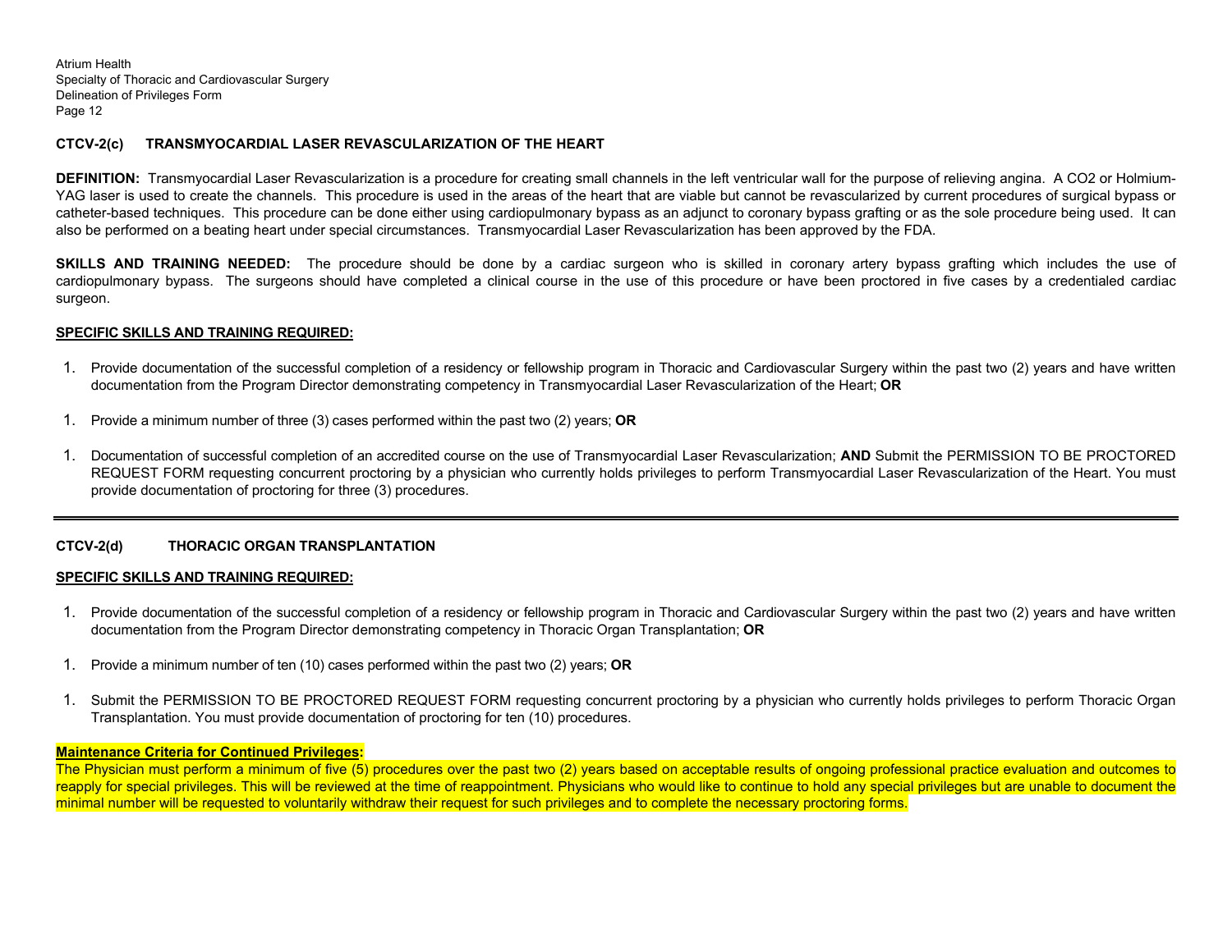### CTCV-2(c) TRANSMYOCARDIAL LASER REVASCULARIZATION OF THE HEART

**DEFINITION:** Transmyocardial Laser Revascularization is a procedure for creating small channels in the left ventricular wall for the purpose of relieving angina. A $CO_2$ or Holmium-YAG laser is used to create the channels. This procedure is used in the areas of the heart that are viable but cannot be revascularized by current procedures of surgical bypass or catheter-based techniques. This procedure can be done either using cardiopulmonary bypass as an adjunct to coronary bypass grafting or as the sole procedure being used. It can also be performed on a beating heart under special circumstances. Transmyocardial Laser Revascularization has been approved by the FDA.

**SKILLS AND TRAINING NEEDED:** The procedure should be done by a cardiac surgeon who is skilled in coronary artery bypass grafting which includes the use of cardiopulmonary bypass. The surgeons should have completed a clinical course in the use of this procedure or have been proctored in five cases by a credentialed cardiac surgeon.

**SPECIFIC SKILLS AND TRAINING REQUIRED:**

1. Provide documentation of the successful completion of a residency or fellowship program in Thoracic and Cardiovascular Surgery within the past two (2) years and have written documentation from the Program Director demonstrating competency in Transmyocardial Laser Revascularization of the Heart; **OR**

1. Provide a minimum number of three (3) cases performed within the past two (2) years; **OR**

1. Documentation of successful completion of an accredited course on the use of Transmyocardial Laser Revascularization; **AND** Submit the PERMISSION TO BE PROCTORED REQUEST FORM requesting concurrent proctoring by a physician who currently holds privileges to perform Transmyocardial Laser Revascularization of the Heart. You must provide documentation of proctoring for three (3) procedures.

---

### CTCV-2(d) THORACIC ORGAN TRANSPLANTATION

**SPECIFIC SKILLS AND TRAINING REQUIRED:**

1. Provide documentation of the successful completion of a residency or fellowship program in Thoracic and Cardiovascular Surgery within the past two (2) years and have written documentation from the Program Director demonstrating competency in Thoracic Organ Transplantation; **OR**

1. Provide a minimum number of ten (10) cases performed within the past two (2) years; **OR**

1. Submit the PERMISSION TO BE PROCTORED REQUEST FORM requesting concurrent proctoring by a physician who currently holds privileges to perform Thoracic Organ Transplantation. You must provide documentation of proctoring for ten (10) procedures.

**Maintenance Criteria for Continued Privileges:**
The Physician must perform a minimum of five (5) procedures over the past two (2) years based on acceptable results of ongoing professional practice evaluation and outcomes to reapply for special privileges. This will be reviewed at the time of reappointment. Physicians who would like to continue to hold any special privileges but are unable to document the minimal number will be requested to voluntarily withdraw their request for such privileges and to complete the necessary proctoring forms.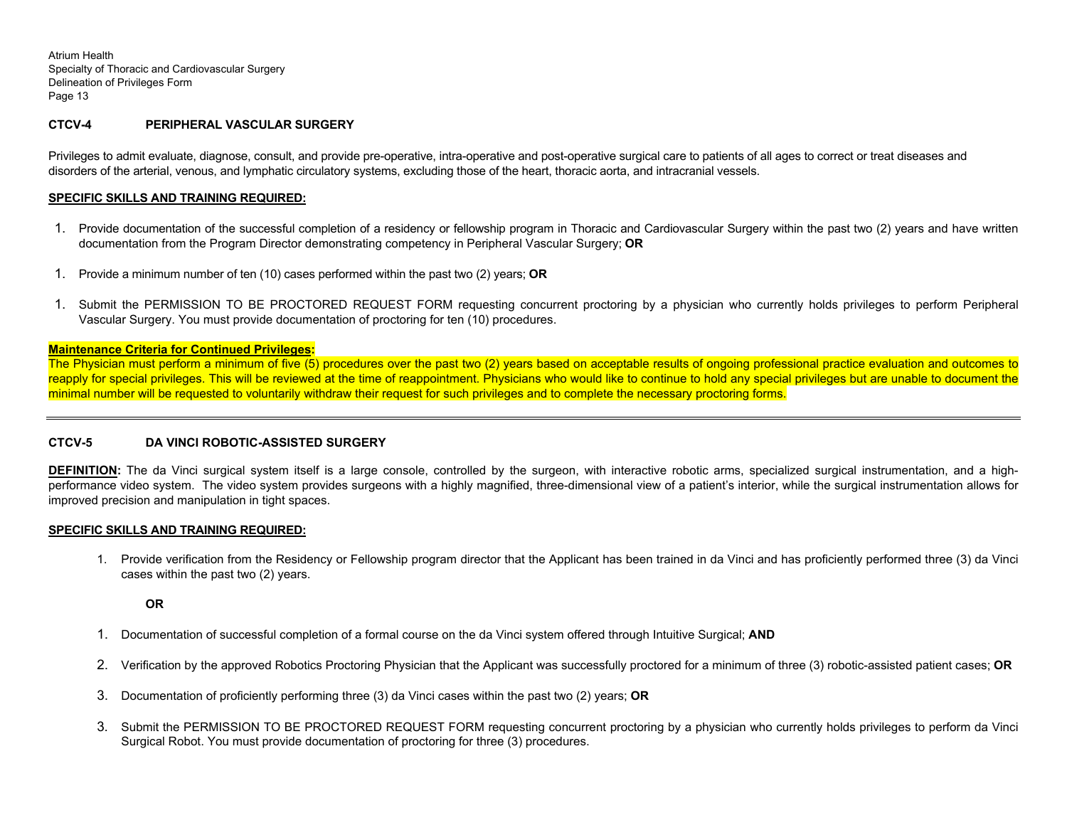### CTCV-4 PERIPHERAL VASCULAR SURGERY

Privileges to admit evaluate, diagnose, consult, and provide pre-operative, intra-operative and post-operative surgical care to patients of all ages to correct or treat diseases and disorders of the arterial, venous, and lymphatic circulatory systems, excluding those of the heart, thoracic aorta, and intracranial vessels.

**SPECIFIC SKILLS AND TRAINING REQUIRED:**

1. Provide documentation of the successful completion of a residency or fellowship program in Thoracic and Cardiovascular Surgery within the past two (2) years and have written documentation from the Program Director demonstrating competency in Peripheral Vascular Surgery; **OR**

1. Provide a minimum number of ten (10) cases performed within the past two (2) years; **OR**

1. Submit the PERMISSION TO BE PROCTORED REQUEST FORM requesting concurrent proctoring by a physician who currently holds privileges to perform Peripheral Vascular Surgery. You must provide documentation of proctoring for ten (10) procedures.

**Maintenance Criteria for Continued Privileges:**
The Physician must perform a minimum of five (5) procedures over the past two (2) years based on acceptable results of ongoing professional practice evaluation and outcomes to reapply for special privileges. This will be reviewed at the time of reappointment. Physicians who would like to continue to hold any special privileges but are unable to document the minimal number will be requested to voluntarily withdraw their request for such privileges and to complete the necessary proctoring forms.

---

### CTCV-5 DA VINCI ROBOTIC-ASSISTED SURGERY

**DEFINITION:** The da Vinci surgical system itself is a large console, controlled by the surgeon, with interactive robotic arms, specialized surgical instrumentation, and a high-performance video system. The video system provides surgeons with a highly magnified, three-dimensional view of a patient's interior, while the surgical instrumentation allows for improved precision and manipulation in tight spaces.

**SPECIFIC SKILLS AND TRAINING REQUIRED:**

1. Provide verification from the Residency or Fellowship program director that the Applicant has been trained in da Vinci and has proficiently performed three (3) da Vinci cases within the past two (2) years.

   **OR**

1. Documentation of successful completion of a formal course on the da Vinci system offered through Intuitive Surgical; **AND**

2. Verification by the approved Robotics Proctoring Physician that the Applicant was successfully proctored for a minimum of three (3) robotic-assisted patient cases; **OR**

3. Documentation of proficiently performing three (3) da Vinci cases within the past two (2) years; **OR**

3. Submit the PERMISSION TO BE PROCTORED REQUEST FORM requesting concurrent proctoring by a physician who currently holds privileges to perform da Vinci Surgical Robot. You must provide documentation of proctoring for three (3) procedures.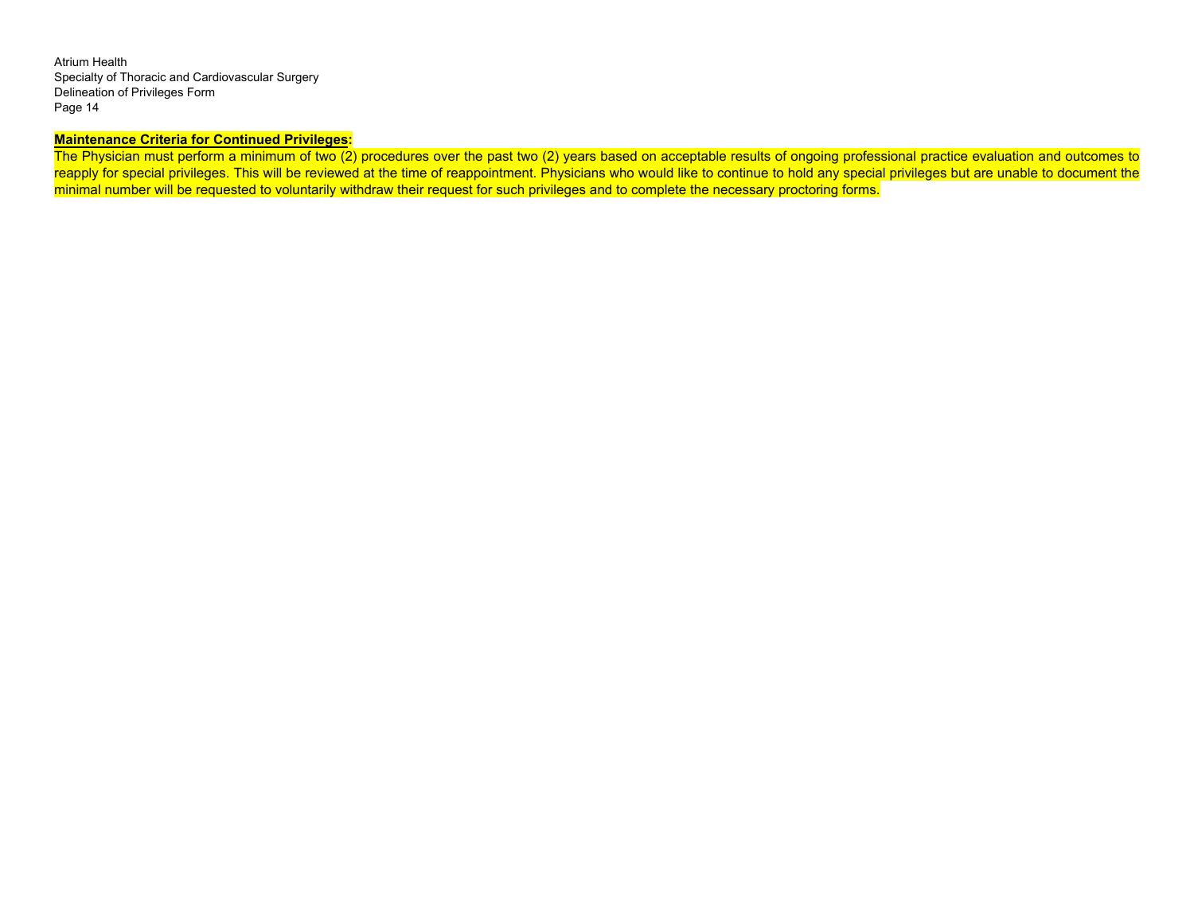**Maintenance Criteria for Continued Privileges:**

The Physician must perform a minimum of two (2) procedures over the past two (2) years based on acceptable results of ongoing professional practice evaluation and outcomes to reapply for special privileges. This will be reviewed at the time of reappointment. Physicians who would like to continue to hold any special privileges but are unable to document the minimal number will be requested to voluntarily withdraw their request for such privileges and to complete the necessary proctoring forms.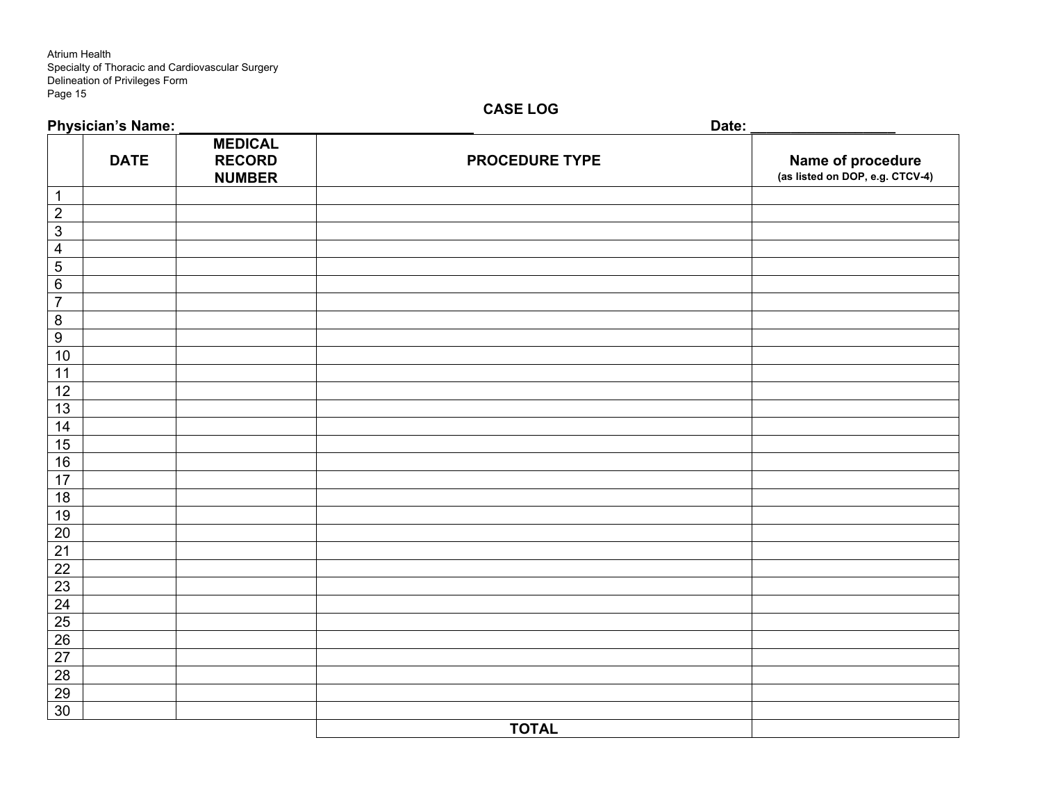## CASE LOG

**Physician's Name:** ________________________________ **Date:** __________________

| | DATE | MEDICAL RECORD NUMBER | PROCEDURE TYPE | Name of procedure (as listed on DOP, e.g. CTCV-4) |
|---|---|---|---|---|
| 1 | | | | |
| 2 | | | | |
| 3 | | | | |
| 4 | | | | |
| 5 | | | | |
| 6 | | | | |
| 7 | | | | |
| 8 | | | | |
| 9 | | | | |
| 10 | | | | |
| 11 | | | | |
| 12 | | | | |
| 13 | | | | |
| 14 | | | | |
| 15 | | | | |
| 16 | | | | |
| 17 | | | | |
| 18 | | | | |
| 19 | | | | |
| 20 | | | | |
| 21 | | | | |
| 22 | | | | |
| 23 | | | | |
| 24 | | | | |
| 25 | | | | |
| 26 | | | | |
| 27 | | | | |
| 28 | | | | |
| 29 | | | | |
| 30 | | | | |
| | | | **TOTAL** | |